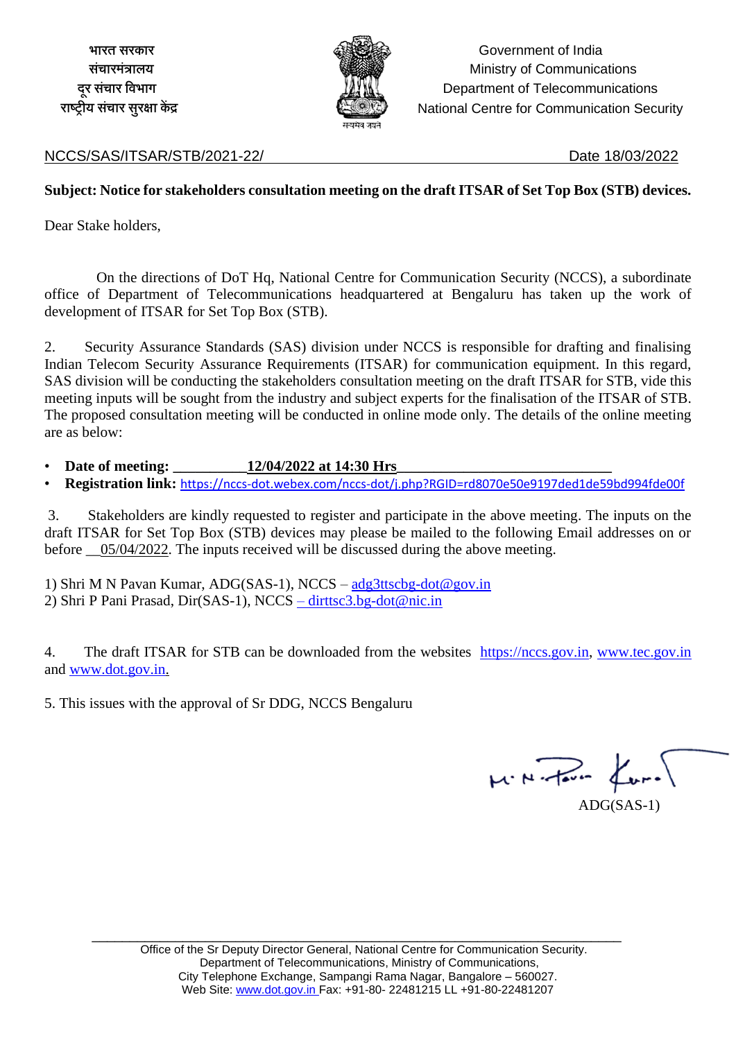भारत सरकार
संचारमंत्रालय
दूर संचार विभाग
राष्ट्रीय संचार सुरक्षा केंद्र

सत्यमेव जयते

Government of India
Ministry of Communications
Department of Telecommunications
National Centre for Communication Security

NCCS/SAS/ITSAR/STB/2021-22/ Date 18/03/2022

**Subject: Notice for stakeholders consultation meeting on the draft ITSAR of Set Top Box (STB) devices.**

Dear Stake holders,

On the directions of DoT Hq, National Centre for Communication Security (NCCS), a subordinate office of Department of Telecommunications headquartered at Bengaluru has taken up the work of development of ITSAR for Set Top Box (STB).

2. Security Assurance Standards (SAS) division under NCCS is responsible for drafting and finalising Indian Telecom Security Assurance Requirements (ITSAR) for communication equipment. In this regard, SAS division will be conducting the stakeholders consultation meeting on the draft ITSAR for STB, vide this meeting inputs will be sought from the industry and subject experts for the finalisation of the ITSAR of STB. The proposed consultation meeting will be conducted in online mode only. The details of the online meeting are as below:

- **Date of meeting: __________12/04/2022 at 14:30 Hrs____________________________**
- **Registration link:** https://nccs-dot.webex.com/nccs-dot/j.php?RGID=rd8070e50e9197ded1de59bd994fde00f

3. Stakeholders are kindly requested to register and participate in the above meeting. The inputs on the draft ITSAR for Set Top Box (STB) devices may please be mailed to the following Email addresses on or before __05/04/2022. The inputs received will be discussed during the above meeting.

1) Shri M N Pavan Kumar, ADG(SAS-1), NCCS – adg3ttscbg-dot@gov.in
2) Shri P Pani Prasad, Dir(SAS-1), NCCS – dirttsc3.bg-dot@nic.in

4. The draft ITSAR for STB can be downloaded from the websites https://nccs.gov.in, www.tec.gov.in and www.dot.gov.in.

5. This issues with the approval of Sr DDG, NCCS Bengaluru

M. N. Pavan Kumar

ADG(SAS-1)

Office of the Sr Deputy Director General, National Centre for Communication Security.
Department of Telecommunications, Ministry of Communications,
City Telephone Exchange, Sampangi Rama Nagar, Bangalore – 560027.
Web Site: www.dot.gov.in Fax: +91-80- 22481215 LL +91-80-22481207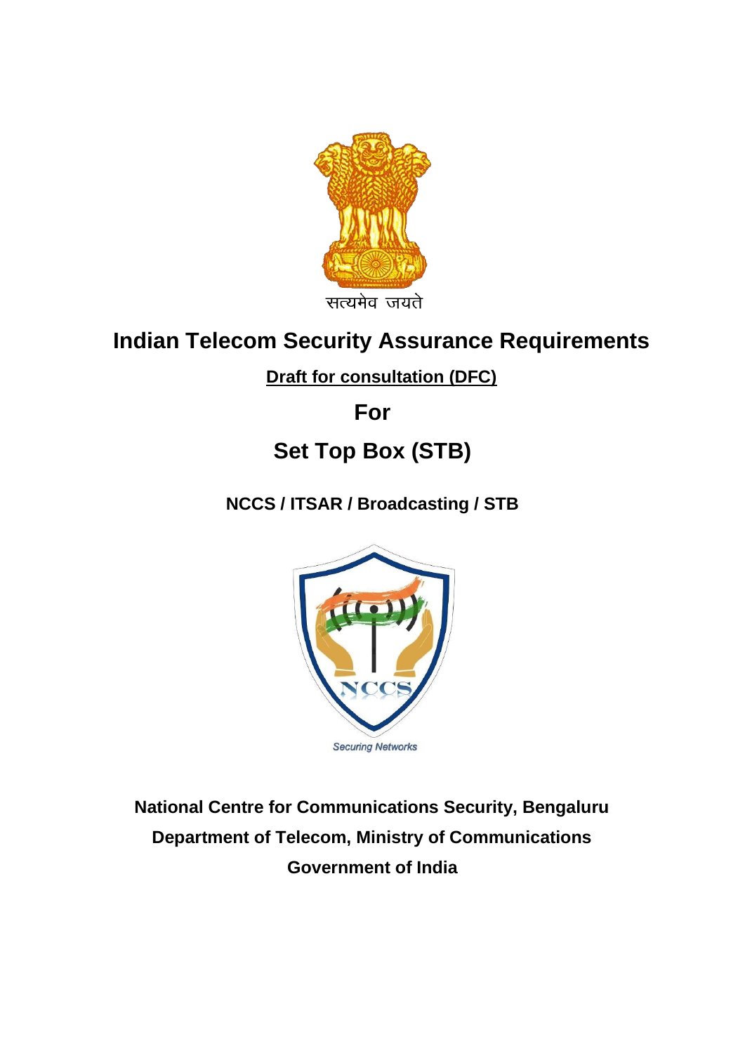सत्यमेव जयते

# Indian Telecom Security Assurance Requirements

**Draft for consultation (DFC)**

## For

## Set Top Box (STB)

**NCCS / ITSAR / Broadcasting / STB**

Securing Networks

**National Centre for Communications Security, Bengaluru**

**Department of Telecom, Ministry of Communications**

**Government of India**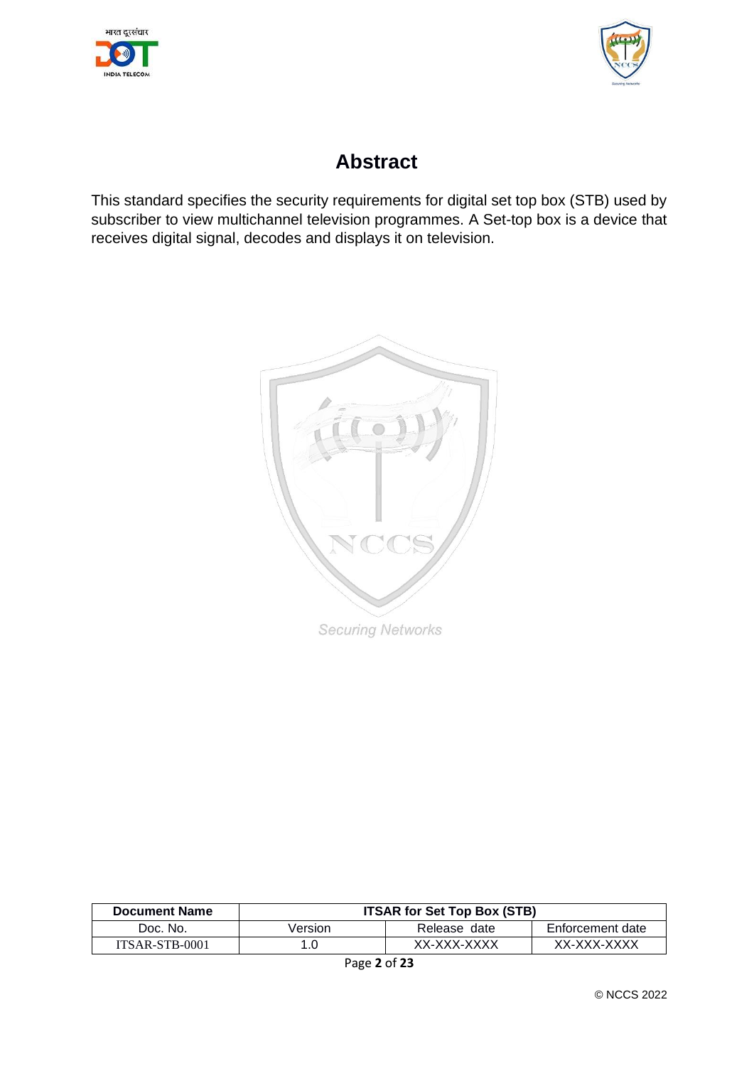# Abstract

This standard specifies the security requirements for digital set top box (STB) used by subscriber to view multichannel television programmes. A Set-top box is a device that receives digital signal, decodes and displays it on television.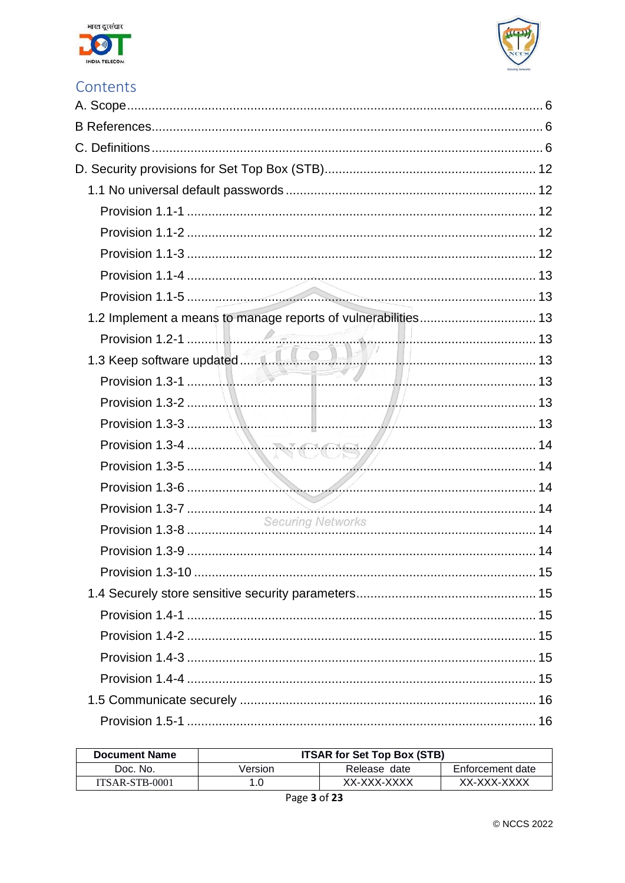## Contents

A. Scope ... 6

B References ... 6

C. Definitions ... 6

D. Security provisions for Set Top Box (STB) ... 12

- 1.1 No universal default passwords ... 12
  - Provision 1.1-1 ... 12
  - Provision 1.1-2 ... 12
  - Provision 1.1-3 ... 12
  - Provision 1.1-4 ... 13
  - Provision 1.1-5 ... 13
- 1.2 Implement a means to manage reports of vulnerabilities ... 13
  - Provision 1.2-1 ... 13
- 1.3 Keep software updated ... 13
  - Provision 1.3-1 ... 13
  - Provision 1.3-2 ... 13
  - Provision 1.3-3 ... 13
  - Provision 1.3-4 ... 14
  - Provision 1.3-5 ... 14
  - Provision 1.3-6 ... 14
  - Provision 1.3-7 ... 14
  - Provision 1.3-8 ... 14
  - Provision 1.3-9 ... 14
  - Provision 1.3-10 ... 15
- 1.4 Securely store sensitive security parameters ... 15
  - Provision 1.4-1 ... 15
  - Provision 1.4-2 ... 15
  - Provision 1.4-3 ... 15
  - Provision 1.4-4 ... 15
- 1.5 Communicate securely ... 16
  - Provision 1.5-1 ... 16

| Document Name | ITSAR for Set Top Box (STB) | | |
|---|---|---|---|
| Doc. No. | Version | Release date | Enforcement date |
| ITSAR-STB-0001 | 1.0 | XX-XXX-XXXX | XX-XXX-XXXX |

© NCCS 2022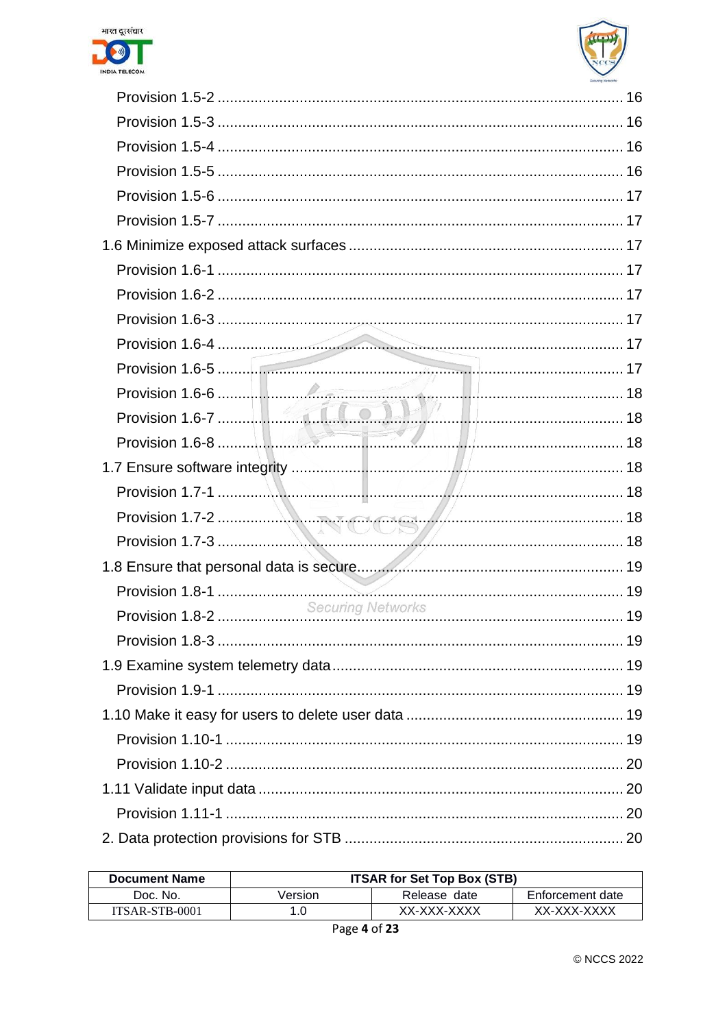Provision 1.5-2 .................................................................................................. 16

Provision 1.5-3 .................................................................................................. 16

Provision 1.5-4 .................................................................................................. 16

Provision 1.5-5 .................................................................................................. 16

Provision 1.5-6 .................................................................................................. 17

Provision 1.5-7 .................................................................................................. 17

1.6 Minimize exposed attack surfaces .................................................................. 17

Provision 1.6-1 .................................................................................................. 17

Provision 1.6-2 .................................................................................................. 17

Provision 1.6-3 .................................................................................................. 17

Provision 1.6-4 .................................................................................................. 17

Provision 1.6-5 .................................................................................................. 17

Provision 1.6-6 .................................................................................................. 18

Provision 1.6-7 .................................................................................................. 18

Provision 1.6-8 .................................................................................................. 18

1.7 Ensure software integrity ................................................................................ 18

Provision 1.7-1 .................................................................................................. 18

Provision 1.7-2 .................................................................................................. 18

Provision 1.7-3 .................................................................................................. 18

1.8 Ensure that personal data is secure ................................................................ 19

Provision 1.8-1 .................................................................................................. 19

Provision 1.8-2 .................................................................................................. 19

Provision 1.8-3 .................................................................................................. 19

1.9 Examine system telemetry data ...................................................................... 19

Provision 1.9-1 .................................................................................................. 19

1.10 Make it easy for users to delete user data ..................................................... 19

Provision 1.10-1 ................................................................................................ 19

Provision 1.10-2 ................................................................................................ 20

1.11 Validate input data ........................................................................................ 20

Provision 1.11-1 ................................................................................................ 20

2. Data protection provisions for STB ................................................................... 20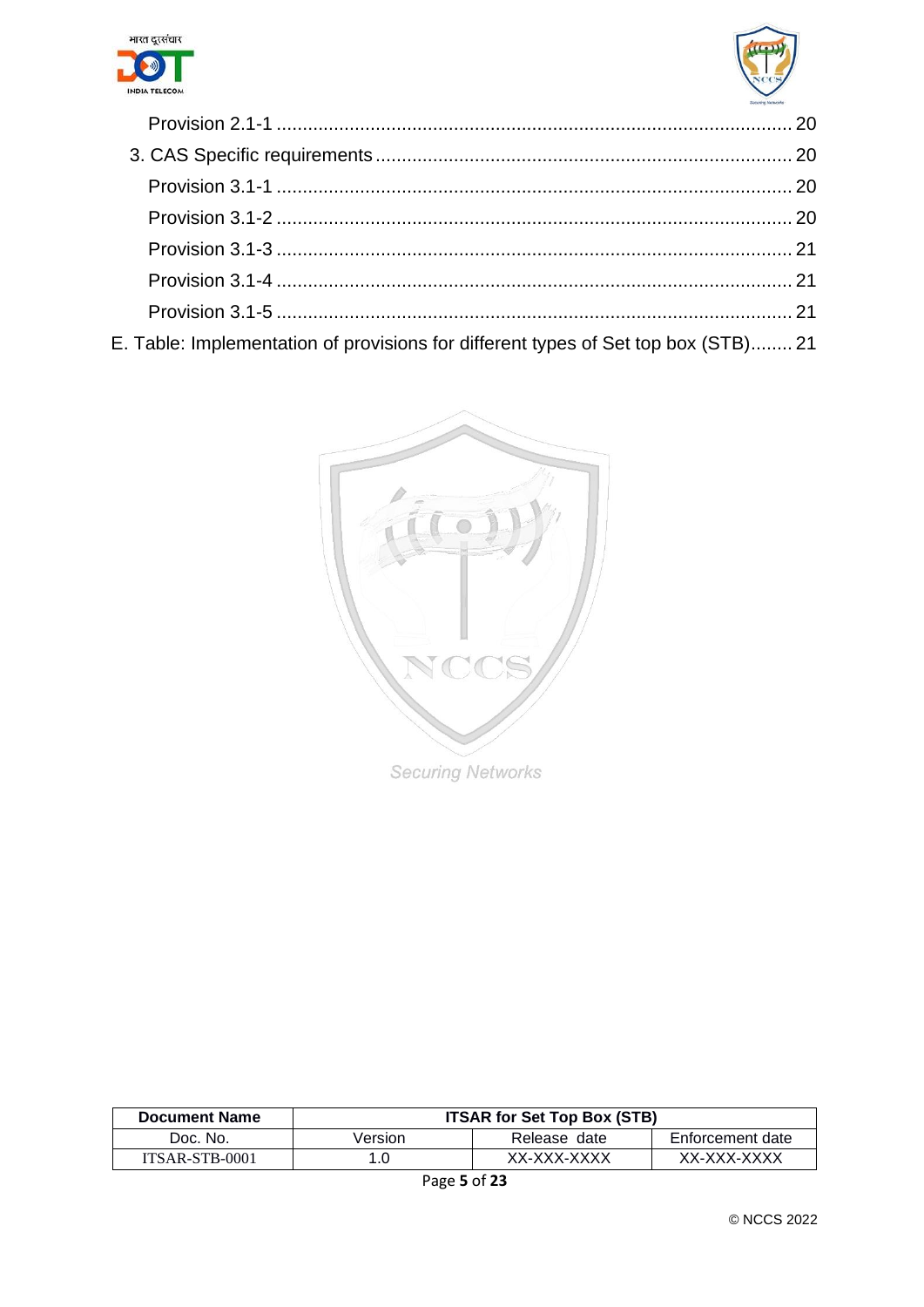Provision 2.1-1 ................................................................................................ 20

3. CAS Specific requirements ................................................................................ 20

Provision 3.1-1 ................................................................................................ 20

Provision 3.1-2 ................................................................................................ 20

Provision 3.1-3 ................................................................................................ 21

Provision 3.1-4 ................................................................................................ 21

Provision 3.1-5 ................................................................................................ 21

E. Table: Implementation of provisions for different types of Set top box (STB)........ 21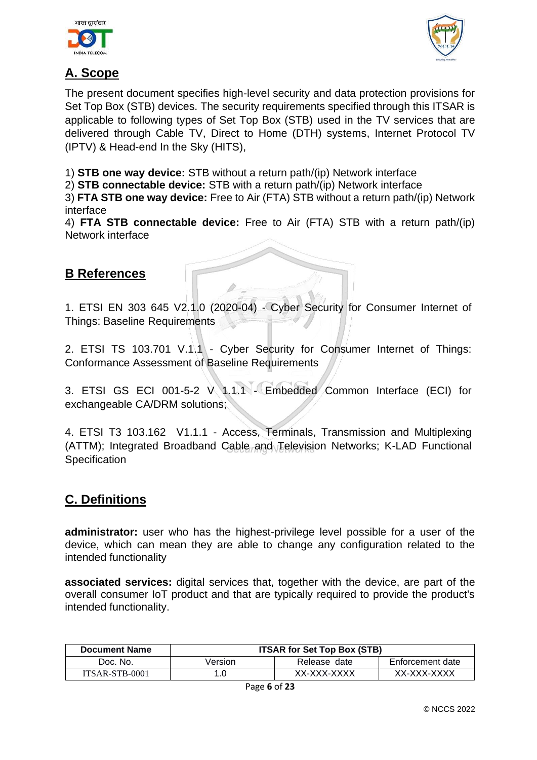## A. Scope

The present document specifies high-level security and data protection provisions for Set Top Box (STB) devices. The security requirements specified through this ITSAR is applicable to following types of Set Top Box (STB) used in the TV services that are delivered through Cable TV, Direct to Home (DTH) systems, Internet Protocol TV (IPTV) & Head-end In the Sky (HITS),

1) **STB one way device:** STB without a return path/(ip) Network interface
2) **STB connectable device:** STB with a return path/(ip) Network interface
3) **FTA STB one way device:** Free to Air (FTA) STB without a return path/(ip) Network interface
4) **FTA STB connectable device:** Free to Air (FTA) STB with a return path/(ip) Network interface

## B References

1. ETSI EN 303 645 V2.1.0 (2020-04) - Cyber Security for Consumer Internet of Things: Baseline Requirements

2. ETSI TS 103.701 V.1.1 - Cyber Security for Consumer Internet of Things: Conformance Assessment of Baseline Requirements

3. ETSI GS ECI 001-5-2 V 1.1.1 - Embedded Common Interface (ECI) for exchangeable CA/DRM solutions;

4. ETSI T3 103.162 V1.1.1 - Access, Terminals, Transmission and Multiplexing (ATTM); Integrated Broadband Cable and Television Networks; K-LAD Functional Specification

## C. Definitions

**administrator:** user who has the highest-privilege level possible for a user of the device, which can mean they are able to change any configuration related to the intended functionality

**associated services:** digital services that, together with the device, are part of the overall consumer IoT product and that are typically required to provide the product's intended functionality.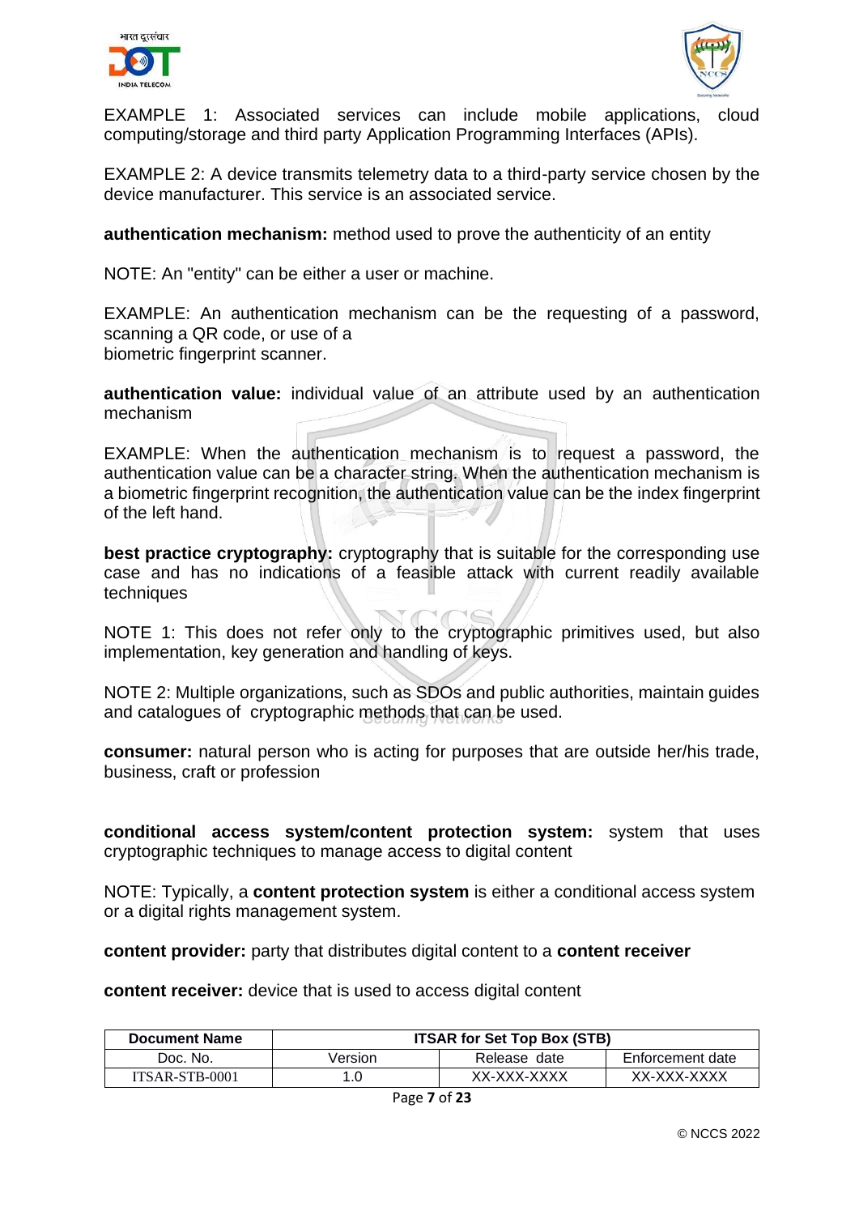EXAMPLE 1: Associated services can include mobile applications, cloud computing/storage and third party Application Programming Interfaces (APIs).

EXAMPLE 2: A device transmits telemetry data to a third-party service chosen by the device manufacturer. This service is an associated service.

**authentication mechanism:** method used to prove the authenticity of an entity

NOTE: An "entity" can be either a user or machine.

EXAMPLE: An authentication mechanism can be the requesting of a password, scanning a QR code, or use of a
biometric fingerprint scanner.

**authentication value:** individual value of an attribute used by an authentication mechanism

EXAMPLE: When the authentication mechanism is to request a password, the authentication value can be a character string. When the authentication mechanism is a biometric fingerprint recognition, the authentication value can be the index fingerprint of the left hand.

**best practice cryptography:** cryptography that is suitable for the corresponding use case and has no indications of a feasible attack with current readily available techniques

NOTE 1: This does not refer only to the cryptographic primitives used, but also implementation, key generation and handling of keys.

NOTE 2: Multiple organizations, such as SDOs and public authorities, maintain guides and catalogues of cryptographic methods that can be used.

**consumer:** natural person who is acting for purposes that are outside her/his trade, business, craft or profession

**conditional access system/content protection system:** system that uses cryptographic techniques to manage access to digital content

NOTE: Typically, a **content protection system** is either a conditional access system or a digital rights management system.

**content provider:** party that distributes digital content to a **content receiver**

**content receiver:** device that is used to access digital content

| Document Name | ITSAR for Set Top Box (STB) | | |
|---|---|---|---|
| Doc. No. | Version | Release date | Enforcement date |
| ITSAR-STB-0001 | 1.0 | XX-XXX-XXXX | XX-XXX-XXXX |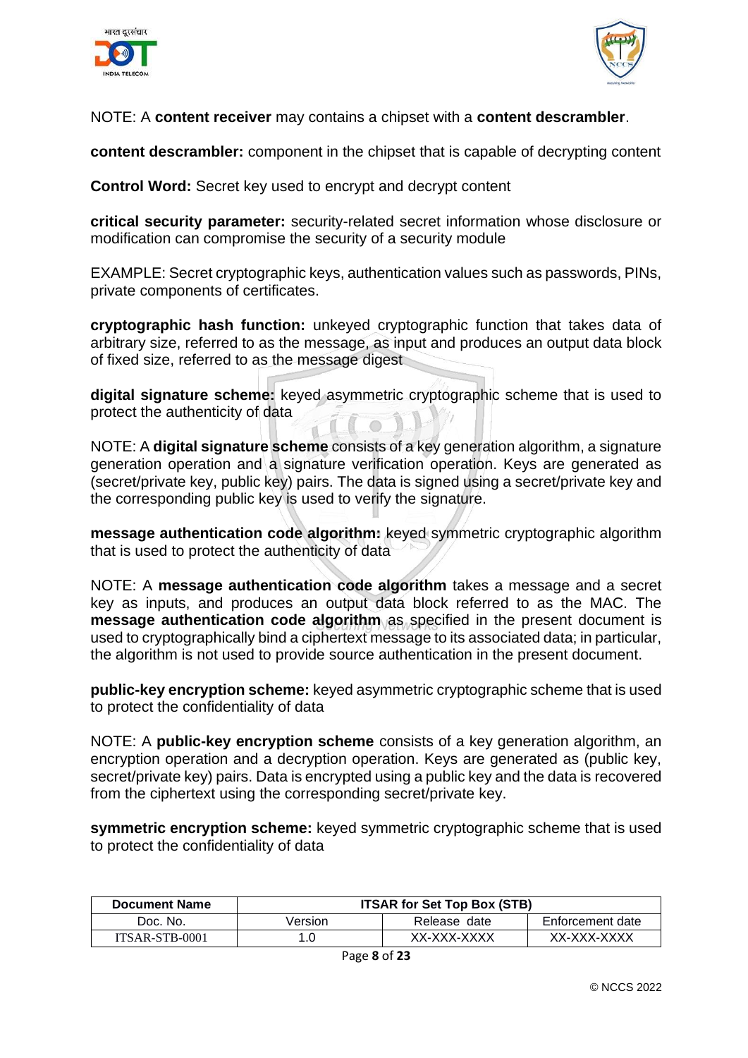NOTE: A **content receiver** may contains a chipset with a **content descrambler**.

**content descrambler:** component in the chipset that is capable of decrypting content

**Control Word:** Secret key used to encrypt and decrypt content

**critical security parameter:** security-related secret information whose disclosure or modification can compromise the security of a security module

EXAMPLE: Secret cryptographic keys, authentication values such as passwords, PINs, private components of certificates.

**cryptographic hash function:** unkeyed cryptographic function that takes data of arbitrary size, referred to as the message, as input and produces an output data block of fixed size, referred to as the message digest

**digital signature scheme:** keyed asymmetric cryptographic scheme that is used to protect the authenticity of data

NOTE: A **digital signature scheme** consists of a key generation algorithm, a signature generation operation and a signature verification operation. Keys are generated as (secret/private key, public key) pairs. The data is signed using a secret/private key and the corresponding public key is used to verify the signature.

**message authentication code algorithm:** keyed symmetric cryptographic algorithm that is used to protect the authenticity of data

NOTE: A **message authentication code algorithm** takes a message and a secret key as inputs, and produces an output data block referred to as the MAC. The **message authentication code algorithm** as specified in the present document is used to cryptographically bind a ciphertext message to its associated data; in particular, the algorithm is not used to provide source authentication in the present document.

**public-key encryption scheme:** keyed asymmetric cryptographic scheme that is used to protect the confidentiality of data

NOTE: A **public-key encryption scheme** consists of a key generation algorithm, an encryption operation and a decryption operation. Keys are generated as (public key, secret/private key) pairs. Data is encrypted using a public key and the data is recovered from the ciphertext using the corresponding secret/private key.

**symmetric encryption scheme:** keyed symmetric cryptographic scheme that is used to protect the confidentiality of data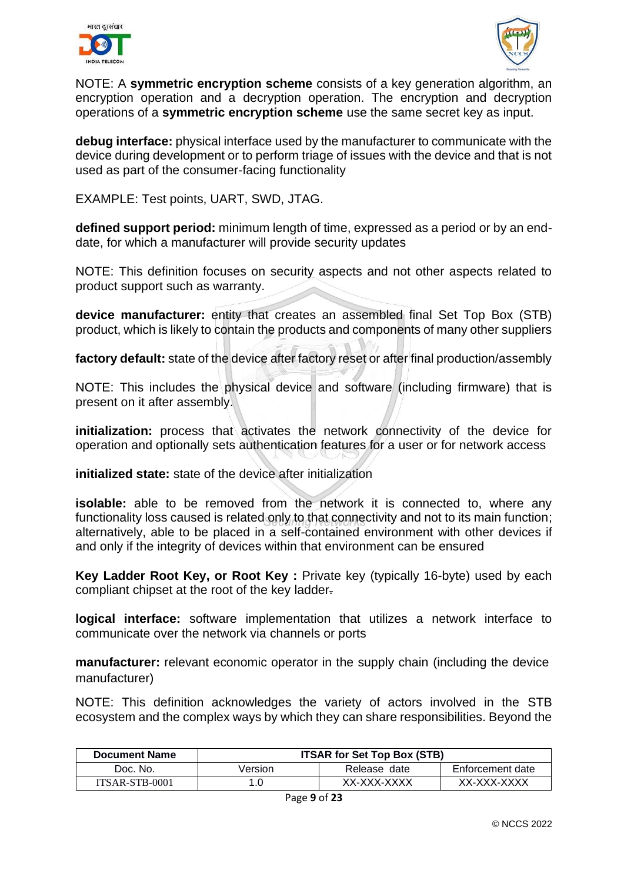NOTE: A **symmetric encryption scheme** consists of a key generation algorithm, an encryption operation and a decryption operation. The encryption and decryption operations of a **symmetric encryption scheme** use the same secret key as input.

**debug interface:** physical interface used by the manufacturer to communicate with the device during development or to perform triage of issues with the device and that is not used as part of the consumer-facing functionality

EXAMPLE: Test points, UART, SWD, JTAG.

**defined support period:** minimum length of time, expressed as a period or by an end-date, for which a manufacturer will provide security updates

NOTE: This definition focuses on security aspects and not other aspects related to product support such as warranty.

**device manufacturer:** entity that creates an assembled final Set Top Box (STB) product, which is likely to contain the products and components of many other suppliers

**factory default:** state of the device after factory reset or after final production/assembly

NOTE: This includes the physical device and software (including firmware) that is present on it after assembly.

**initialization:** process that activates the network connectivity of the device for operation and optionally sets authentication features for a user or for network access

**initialized state:** state of the device after initialization

**isolable:** able to be removed from the network it is connected to, where any functionality loss caused is related only to that connectivity and not to its main function; alternatively, able to be placed in a self-contained environment with other devices if and only if the integrity of devices within that environment can be ensured

**Key Ladder Root Key, or Root Key :** Private key (typically 16-byte) used by each compliant chipset at the root of the key ladder.

**logical interface:** software implementation that utilizes a network interface to communicate over the network via channels or ports

**manufacturer:** relevant economic operator in the supply chain (including the device manufacturer)

NOTE: This definition acknowledges the variety of actors involved in the STB ecosystem and the complex ways by which they can share responsibilities. Beyond the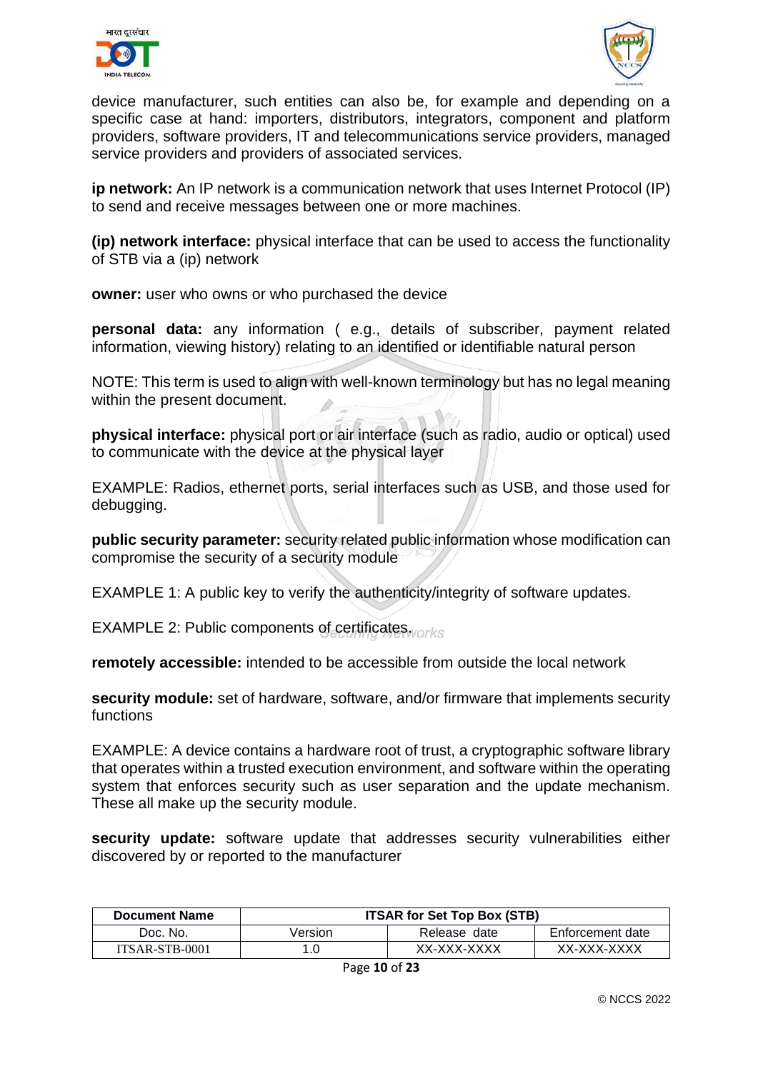device manufacturer, such entities can also be, for example and depending on a specific case at hand: importers, distributors, integrators, component and platform providers, software providers, IT and telecommunications service providers, managed service providers and providers of associated services.

**ip network:** An IP network is a communication network that uses Internet Protocol (IP) to send and receive messages between one or more machines.

**(ip) network interface:** physical interface that can be used to access the functionality of STB via a (ip) network

**owner:** user who owns or who purchased the device

**personal data:** any information ( e.g., details of subscriber, payment related information, viewing history) relating to an identified or identifiable natural person

NOTE: This term is used to align with well-known terminology but has no legal meaning within the present document.

**physical interface:** physical port or air interface (such as radio, audio or optical) used to communicate with the device at the physical layer

EXAMPLE: Radios, ethernet ports, serial interfaces such as USB, and those used for debugging.

**public security parameter:** security related public information whose modification can compromise the security of a security module

EXAMPLE 1: A public key to verify the authenticity/integrity of software updates.

EXAMPLE 2: Public components of certificates.

**remotely accessible:** intended to be accessible from outside the local network

**security module:** set of hardware, software, and/or firmware that implements security functions

EXAMPLE: A device contains a hardware root of trust, a cryptographic software library that operates within a trusted execution environment, and software within the operating system that enforces security such as user separation and the update mechanism. These all make up the security module.

**security update:** software update that addresses security vulnerabilities either discovered by or reported to the manufacturer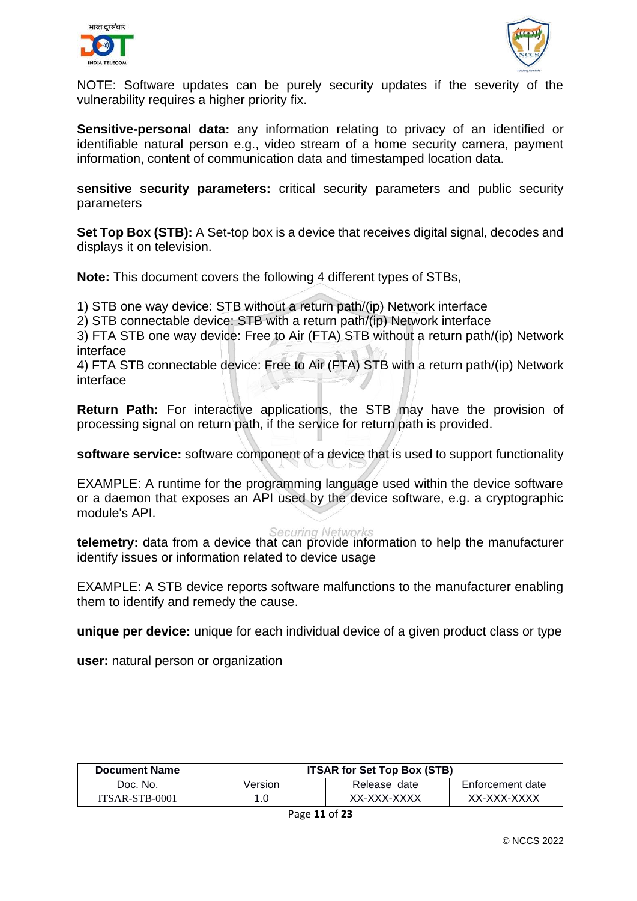NOTE: Software updates can be purely security updates if the severity of the vulnerability requires a higher priority fix.

**Sensitive-personal data:** any information relating to privacy of an identified or identifiable natural person e.g., video stream of a home security camera, payment information, content of communication data and timestamped location data.

**sensitive security parameters:** critical security parameters and public security parameters

**Set Top Box (STB):** A Set-top box is a device that receives digital signal, decodes and displays it on television.

**Note:** This document covers the following 4 different types of STBs,

1) STB one way device: STB without a return path/(ip) Network interface
2) STB connectable device: STB with a return path/(ip) Network interface
3) FTA STB one way device: Free to Air (FTA) STB without a return path/(ip) Network interface
4) FTA STB connectable device: Free to Air (FTA) STB with a return path/(ip) Network interface

**Return Path:** For interactive applications, the STB may have the provision of processing signal on return path, if the service for return path is provided.

**software service:** software component of a device that is used to support functionality

EXAMPLE: A runtime for the programming language used within the device software or a daemon that exposes an API used by the device software, e.g. a cryptographic module's API.

**telemetry:** data from a device that can provide information to help the manufacturer identify issues or information related to device usage

EXAMPLE: A STB device reports software malfunctions to the manufacturer enabling them to identify and remedy the cause.

**unique per device:** unique for each individual device of a given product class or type

**user:** natural person or organization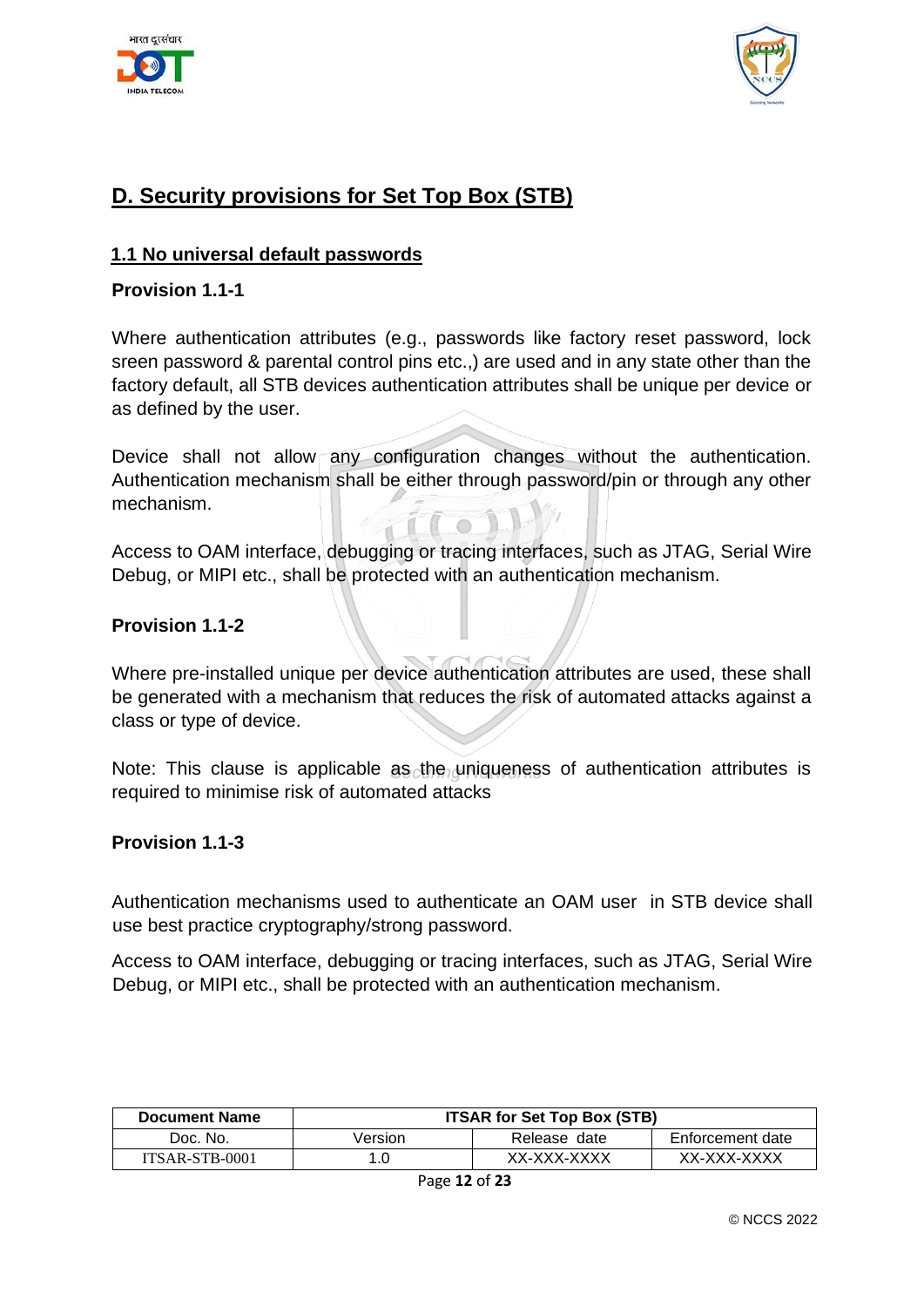## D. Security provisions for Set Top Box (STB)

### 1.1 No universal default passwords

**Provision 1.1-1**

Where authentication attributes (e.g., passwords like factory reset password, lock sreen password & parental control pins etc.,) are used and in any state other than the factory default, all STB devices authentication attributes shall be unique per device or as defined by the user.

Device shall not allow any configuration changes without the authentication. Authentication mechanism shall be either through password/pin or through any other mechanism.

Access to OAM interface, debugging or tracing interfaces, such as JTAG, Serial Wire Debug, or MIPI etc., shall be protected with an authentication mechanism.

**Provision 1.1-2**

Where pre-installed unique per device authentication attributes are used, these shall be generated with a mechanism that reduces the risk of automated attacks against a class or type of device.

Note: This clause is applicable as the uniqueness of authentication attributes is required to minimise risk of automated attacks

**Provision 1.1-3**

Authentication mechanisms used to authenticate an OAM user in STB device shall use best practice cryptography/strong password.

Access to OAM interface, debugging or tracing interfaces, such as JTAG, Serial Wire Debug, or MIPI etc., shall be protected with an authentication mechanism.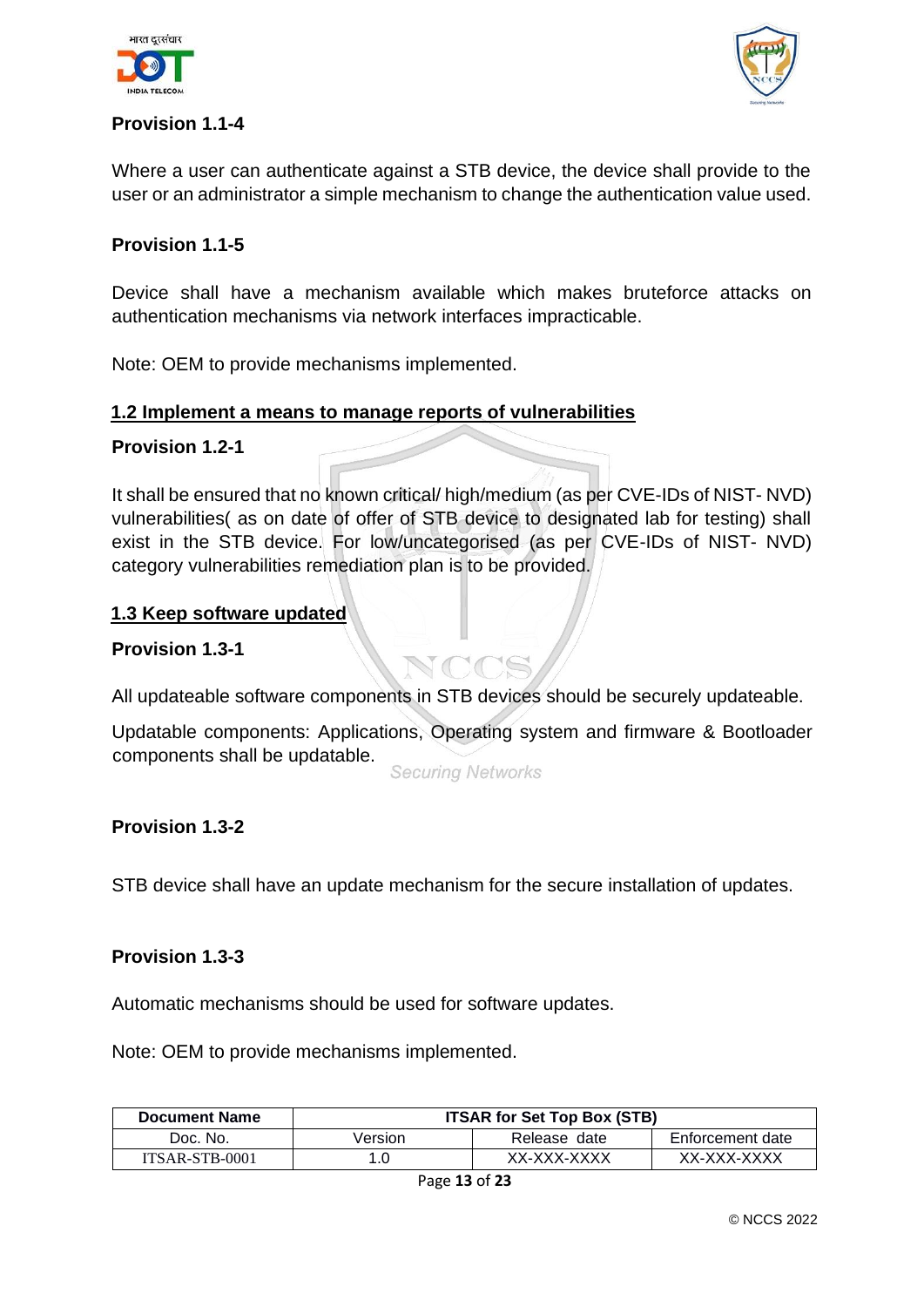**Provision 1.1-4**

Where a user can authenticate against a STB device, the device shall provide to the user or an administrator a simple mechanism to change the authentication value used.

**Provision 1.1-5**

Device shall have a mechanism available which makes bruteforce attacks on authentication mechanisms via network interfaces impracticable.

Note: OEM to provide mechanisms implemented.

## 1.2 Implement a means to manage reports of vulnerabilities

**Provision 1.2-1**

It shall be ensured that no known critical/ high/medium (as per CVE-IDs of NIST- NVD) vulnerabilities( as on date of offer of STB device to designated lab for testing) shall exist in the STB device. For low/uncategorised (as per CVE-IDs of NIST- NVD) category vulnerabilities remediation plan is to be provided.

## 1.3 Keep software updated

**Provision 1.3-1**

All updateable software components in STB devices should be securely updateable.

Updatable components: Applications, Operating system and firmware & Bootloader components shall be updatable.

**Provision 1.3-2**

STB device shall have an update mechanism for the secure installation of updates.

**Provision 1.3-3**

Automatic mechanisms should be used for software updates.

Note: OEM to provide mechanisms implemented.

| Document Name | ITSAR for Set Top Box (STB) | | |
|---|---|---|---|
| Doc. No. | Version | Release date | Enforcement date |
| ITSAR-STB-0001 | 1.0 | XX-XXX-XXXX | XX-XXX-XXXX |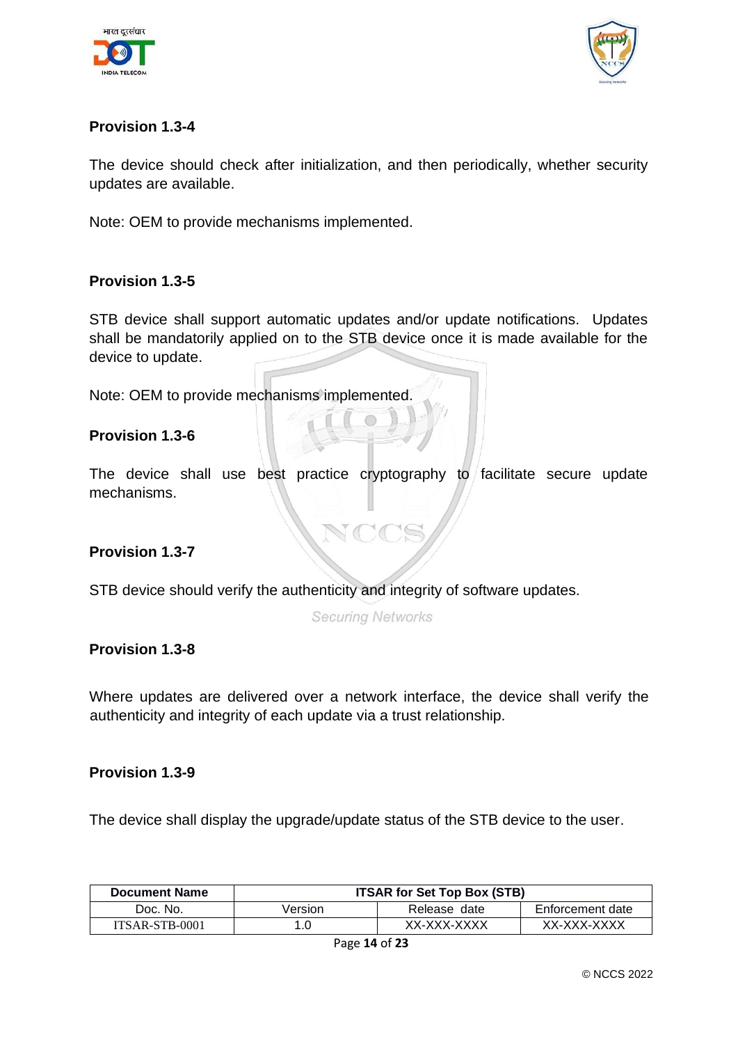### Provision 1.3-4

The device should check after initialization, and then periodically, whether security updates are available.

Note: OEM to provide mechanisms implemented.

### Provision 1.3-5

STB device shall support automatic updates and/or update notifications. Updates shall be mandatorily applied on to the STB device once it is made available for the device to update.

Note: OEM to provide mechanisms implemented.

### Provision 1.3-6

The device shall use best practice cryptography to facilitate secure update mechanisms.

### Provision 1.3-7

STB device should verify the authenticity and integrity of software updates.

### Provision 1.3-8

Where updates are delivered over a network interface, the device shall verify the authenticity and integrity of each update via a trust relationship.

### Provision 1.3-9

The device shall display the upgrade/update status of the STB device to the user.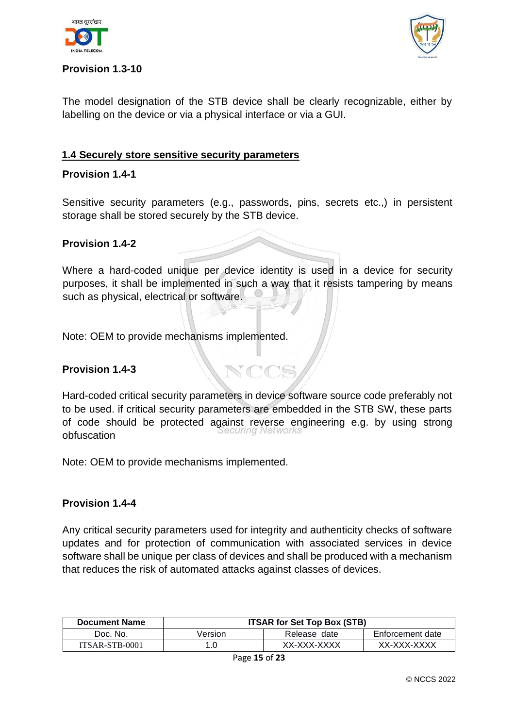**Provision 1.3-10**

The model designation of the STB device shall be clearly recognizable, either by labelling on the device or via a physical interface or via a GUI.

## 1.4 Securely store sensitive security parameters

**Provision 1.4-1**

Sensitive security parameters (e.g., passwords, pins, secrets etc.,) in persistent storage shall be stored securely by the STB device.

**Provision 1.4-2**

Where a hard-coded unique per device identity is used in a device for security purposes, it shall be implemented in such a way that it resists tampering by means such as physical, electrical or software.

Note: OEM to provide mechanisms implemented.

**Provision 1.4-3**

Hard-coded critical security parameters in device software source code preferably not to be used. if critical security parameters are embedded in the STB SW, these parts of code should be protected against reverse engineering e.g. by using strong obfuscation

Note: OEM to provide mechanisms implemented.

**Provision 1.4-4**

Any critical security parameters used for integrity and authenticity checks of software updates and for protection of communication with associated services in device software shall be unique per class of devices and shall be produced with a mechanism that reduces the risk of automated attacks against classes of devices.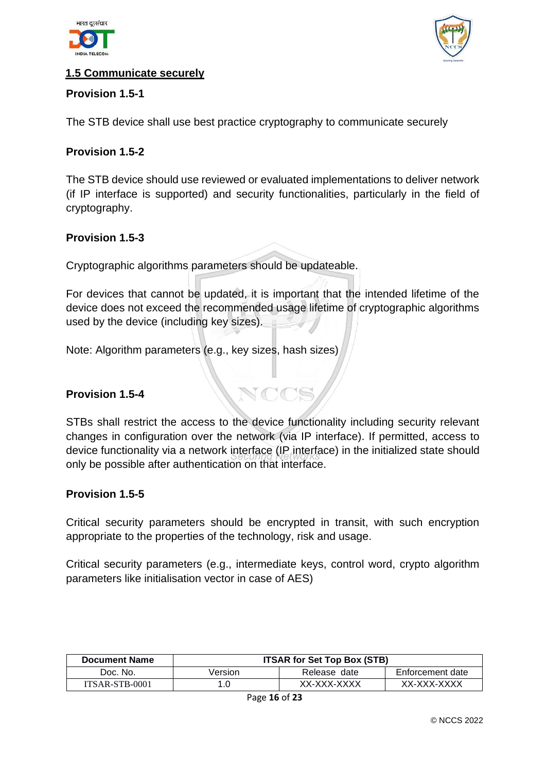## 1.5 Communicate securely

**Provision 1.5-1**

The STB device shall use best practice cryptography to communicate securely

**Provision 1.5-2**

The STB device should use reviewed or evaluated implementations to deliver network (if IP interface is supported) and security functionalities, particularly in the field of cryptography.

**Provision 1.5-3**

Cryptographic algorithms parameters should be updateable.

For devices that cannot be updated, it is important that the intended lifetime of the device does not exceed the recommended usage lifetime of cryptographic algorithms used by the device (including key sizes).

Note: Algorithm parameters (e.g., key sizes, hash sizes)

**Provision 1.5-4**

STBs shall restrict the access to the device functionality including security relevant changes in configuration over the network (via IP interface). If permitted, access to device functionality via a network interface (IP interface) in the initialized state should only be possible after authentication on that interface.

**Provision 1.5-5**

Critical security parameters should be encrypted in transit, with such encryption appropriate to the properties of the technology, risk and usage.

Critical security parameters (e.g., intermediate keys, control word, crypto algorithm parameters like initialisation vector in case of AES)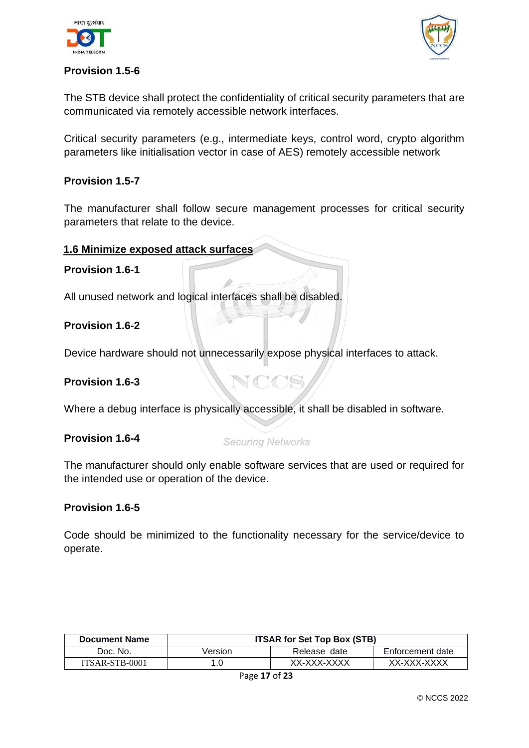**Provision 1.5-6**

The STB device shall protect the confidentiality of critical security parameters that are communicated via remotely accessible network interfaces.

Critical security parameters (e.g., intermediate keys, control word, crypto algorithm parameters like initialisation vector in case of AES) remotely accessible network

**Provision 1.5-7**

The manufacturer shall follow secure management processes for critical security parameters that relate to the device.

## 1.6 Minimize exposed attack surfaces

**Provision 1.6-1**

All unused network and logical interfaces shall be disabled.

**Provision 1.6-2**

Device hardware should not unnecessarily expose physical interfaces to attack.

**Provision 1.6-3**

Where a debug interface is physically accessible, it shall be disabled in software.

**Provision 1.6-4**

The manufacturer should only enable software services that are used or required for the intended use or operation of the device.

**Provision 1.6-5**

Code should be minimized to the functionality necessary for the service/device to operate.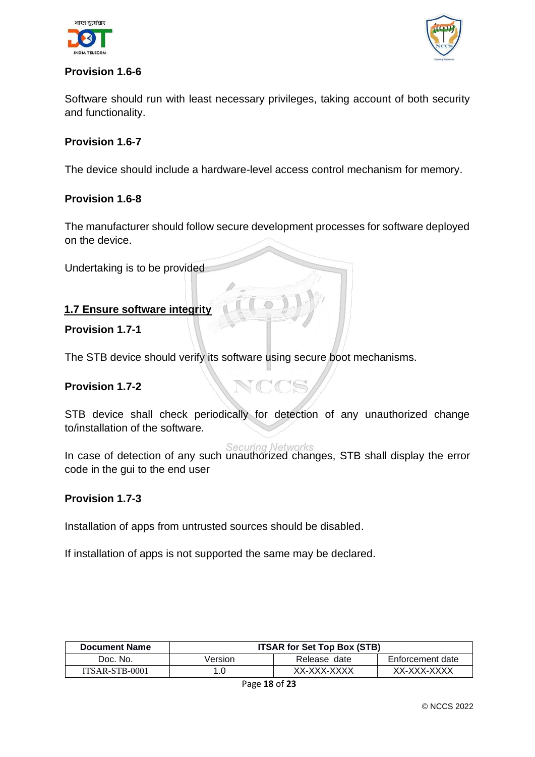**Provision 1.6-6**

Software should run with least necessary privileges, taking account of both security and functionality.

**Provision 1.6-7**

The device should include a hardware-level access control mechanism for memory.

**Provision 1.6-8**

The manufacturer should follow secure development processes for software deployed on the device.

Undertaking is to be provided

## 1.7 Ensure software integrity

**Provision 1.7-1**

The STB device should verify its software using secure boot mechanisms.

**Provision 1.7-2**

STB device shall check periodically for detection of any unauthorized change to/installation of the software.

In case of detection of any such unauthorized changes, STB shall display the error code in the gui to the end user

**Provision 1.7-3**

Installation of apps from untrusted sources should be disabled.

If installation of apps is not supported the same may be declared.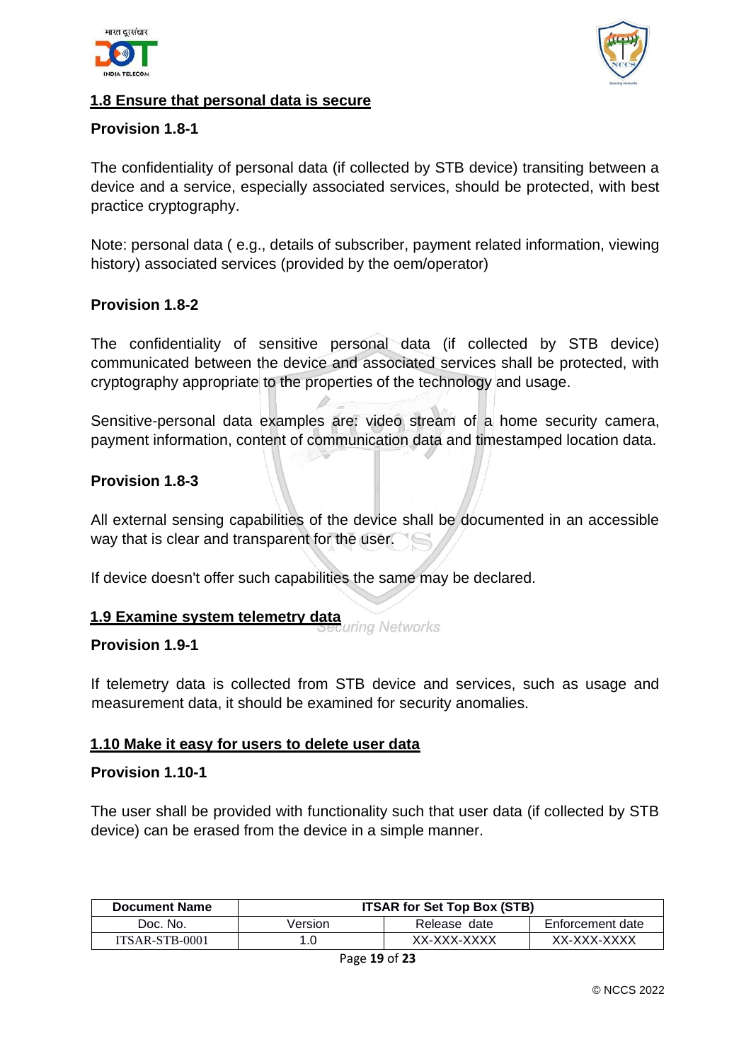## 1.8 Ensure that personal data is secure

### Provision 1.8-1

The confidentiality of personal data (if collected by STB device) transiting between a device and a service, especially associated services, should be protected, with best practice cryptography.

Note: personal data ( e.g., details of subscriber, payment related information, viewing history) associated services (provided by the oem/operator)

### Provision 1.8-2

The confidentiality of sensitive personal data (if collected by STB device) communicated between the device and associated services shall be protected, with cryptography appropriate to the properties of the technology and usage.

Sensitive-personal data examples are: video stream of a home security camera, payment information, content of communication data and timestamped location data.

### Provision 1.8-3

All external sensing capabilities of the device shall be documented in an accessible way that is clear and transparent for the user.

If device doesn't offer such capabilities the same may be declared.

## 1.9 Examine system telemetry data

### Provision 1.9-1

If telemetry data is collected from STB device and services, such as usage and measurement data, it should be examined for security anomalies.

## 1.10 Make it easy for users to delete user data

### Provision 1.10-1

The user shall be provided with functionality such that user data (if collected by STB device) can be erased from the device in a simple manner.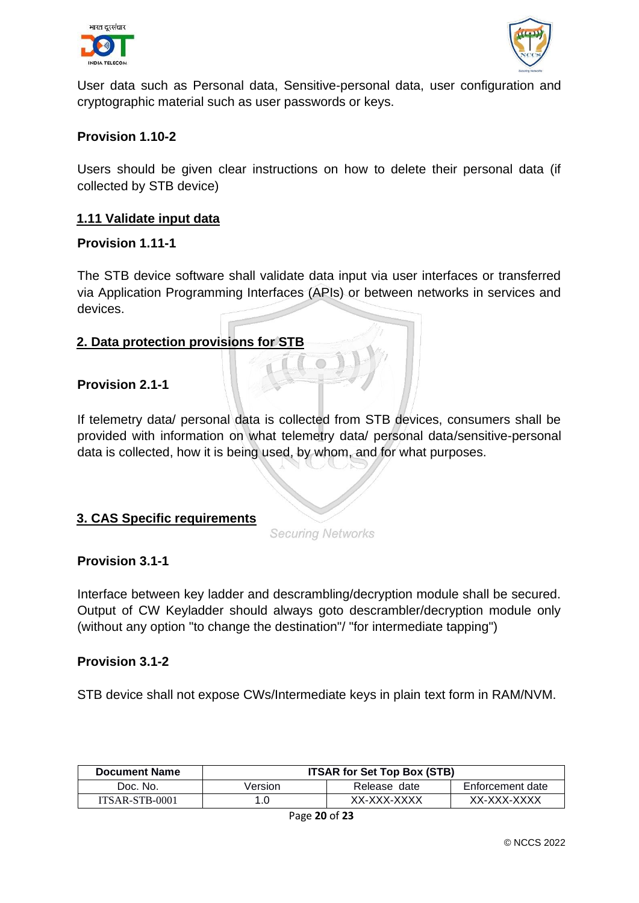User data such as Personal data, Sensitive-personal data, user configuration and cryptographic material such as user passwords or keys.

**Provision 1.10-2**

Users should be given clear instructions on how to delete their personal data (if collected by STB device)

## 1.11 Validate input data

**Provision 1.11-1**

The STB device software shall validate data input via user interfaces or transferred via Application Programming Interfaces (APIs) or between networks in services and devices.

## 2. Data protection provisions for STB

**Provision 2.1-1**

If telemetry data/ personal data is collected from STB devices, consumers shall be provided with information on what telemetry data/ personal data/sensitive-personal data is collected, how it is being used, by whom, and for what purposes.

## 3. CAS Specific requirements

**Provision 3.1-1**

Interface between key ladder and descrambling/decryption module shall be secured. Output of CW Keyladder should always goto descrambler/decryption module only (without any option "to change the destination"/ "for intermediate tapping")

**Provision 3.1-2**

STB device shall not expose CWs/Intermediate keys in plain text form in RAM/NVM.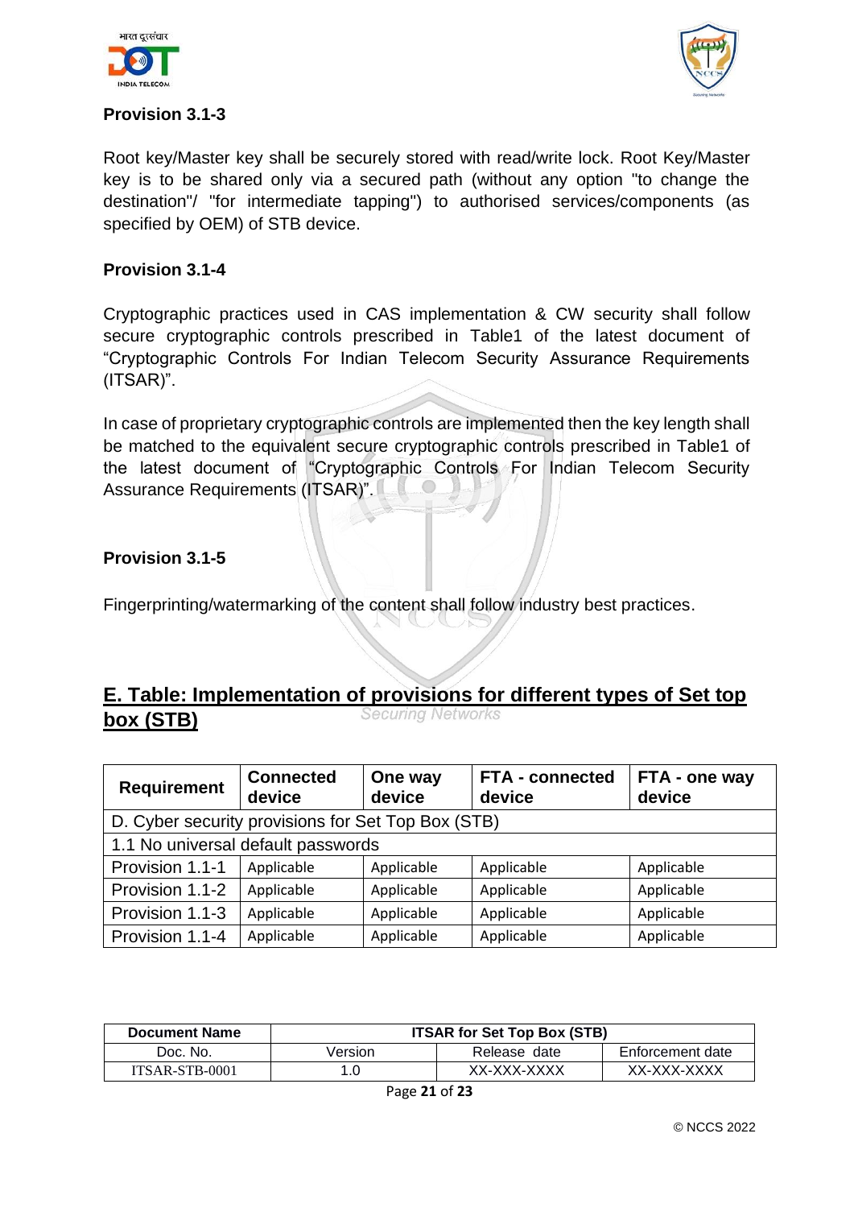### Provision 3.1-3

Root key/Master key shall be securely stored with read/write lock. Root Key/Master key is to be shared only via a secured path (without any option "to change the destination"/ "for intermediate tapping") to authorised services/components (as specified by OEM) of STB device.

### Provision 3.1-4

Cryptographic practices used in CAS implementation & CW security shall follow secure cryptographic controls prescribed in Table1 of the latest document of “Cryptographic Controls For Indian Telecom Security Assurance Requirements (ITSAR)”.

In case of proprietary cryptographic controls are implemented then the key length shall be matched to the equivalent secure cryptographic controls prescribed in Table1 of the latest document of “Cryptographic Controls For Indian Telecom Security Assurance Requirements (ITSAR)”.

### Provision 3.1-5

Fingerprinting/watermarking of the content shall follow industry best practices.

## E. Table: Implementation of provisions for different types of Set top box (STB)

| Requirement | Connected device | One way device | FTA - connected device | FTA - one way device |
|---|---|---|---|---|
| D. Cyber security provisions for Set Top Box (STB) | | | | |
| 1.1 No universal default passwords | | | | |
| Provision 1.1-1 | Applicable | Applicable | Applicable | Applicable |
| Provision 1.1-2 | Applicable | Applicable | Applicable | Applicable |
| Provision 1.1-3 | Applicable | Applicable | Applicable | Applicable |
| Provision 1.1-4 | Applicable | Applicable | Applicable | Applicable |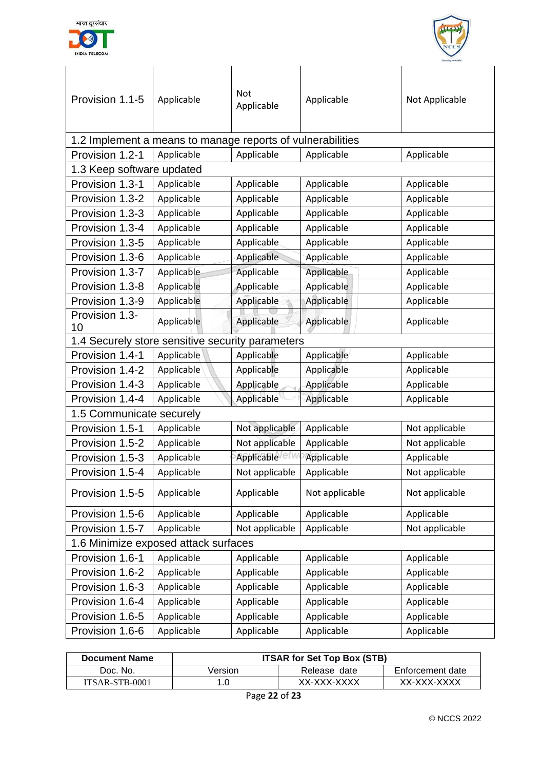| | | | | |
|---|---|---|---|---|
| Provision 1.1-5 | Applicable | Not Applicable | Applicable | Not Applicable |
| 1.2 Implement a means to manage reports of vulnerabilities | | | | |
| Provision 1.2-1 | Applicable | Applicable | Applicable | Applicable |
| 1.3 Keep software updated | | | | |
| Provision 1.3-1 | Applicable | Applicable | Applicable | Applicable |
| Provision 1.3-2 | Applicable | Applicable | Applicable | Applicable |
| Provision 1.3-3 | Applicable | Applicable | Applicable | Applicable |
| Provision 1.3-4 | Applicable | Applicable | Applicable | Applicable |
| Provision 1.3-5 | Applicable | Applicable | Applicable | Applicable |
| Provision 1.3-6 | Applicable | Applicable | Applicable | Applicable |
| Provision 1.3-7 | Applicable | Applicable | Applicable | Applicable |
| Provision 1.3-8 | Applicable | Applicable | Applicable | Applicable |
| Provision 1.3-9 | Applicable | Applicable | Applicable | Applicable |
| Provision 1.3-10 | Applicable | Applicable | Applicable | Applicable |
| 1.4 Securely store sensitive security parameters | | | | |
| Provision 1.4-1 | Applicable | Applicable | Applicable | Applicable |
| Provision 1.4-2 | Applicable | Applicable | Applicable | Applicable |
| Provision 1.4-3 | Applicable | Applicable | Applicable | Applicable |
| Provision 1.4-4 | Applicable | Applicable | Applicable | Applicable |
| 1.5 Communicate securely | | | | |
| Provision 1.5-1 | Applicable | Not applicable | Applicable | Not applicable |
| Provision 1.5-2 | Applicable | Not applicable | Applicable | Not applicable |
| Provision 1.5-3 | Applicable | Applicable | Applicable | Applicable |
| Provision 1.5-4 | Applicable | Not applicable | Applicable | Not applicable |
| Provision 1.5-5 | Applicable | Applicable | Not applicable | Not applicable |
| Provision 1.5-6 | Applicable | Applicable | Applicable | Applicable |
| Provision 1.5-7 | Applicable | Not applicable | Applicable | Not applicable |
| 1.6 Minimize exposed attack surfaces | | | | |
| Provision 1.6-1 | Applicable | Applicable | Applicable | Applicable |
| Provision 1.6-2 | Applicable | Applicable | Applicable | Applicable |
| Provision 1.6-3 | Applicable | Applicable | Applicable | Applicable |
| Provision 1.6-4 | Applicable | Applicable | Applicable | Applicable |
| Provision 1.6-5 | Applicable | Applicable | Applicable | Applicable |
| Provision 1.6-6 | Applicable | Applicable | Applicable | Applicable |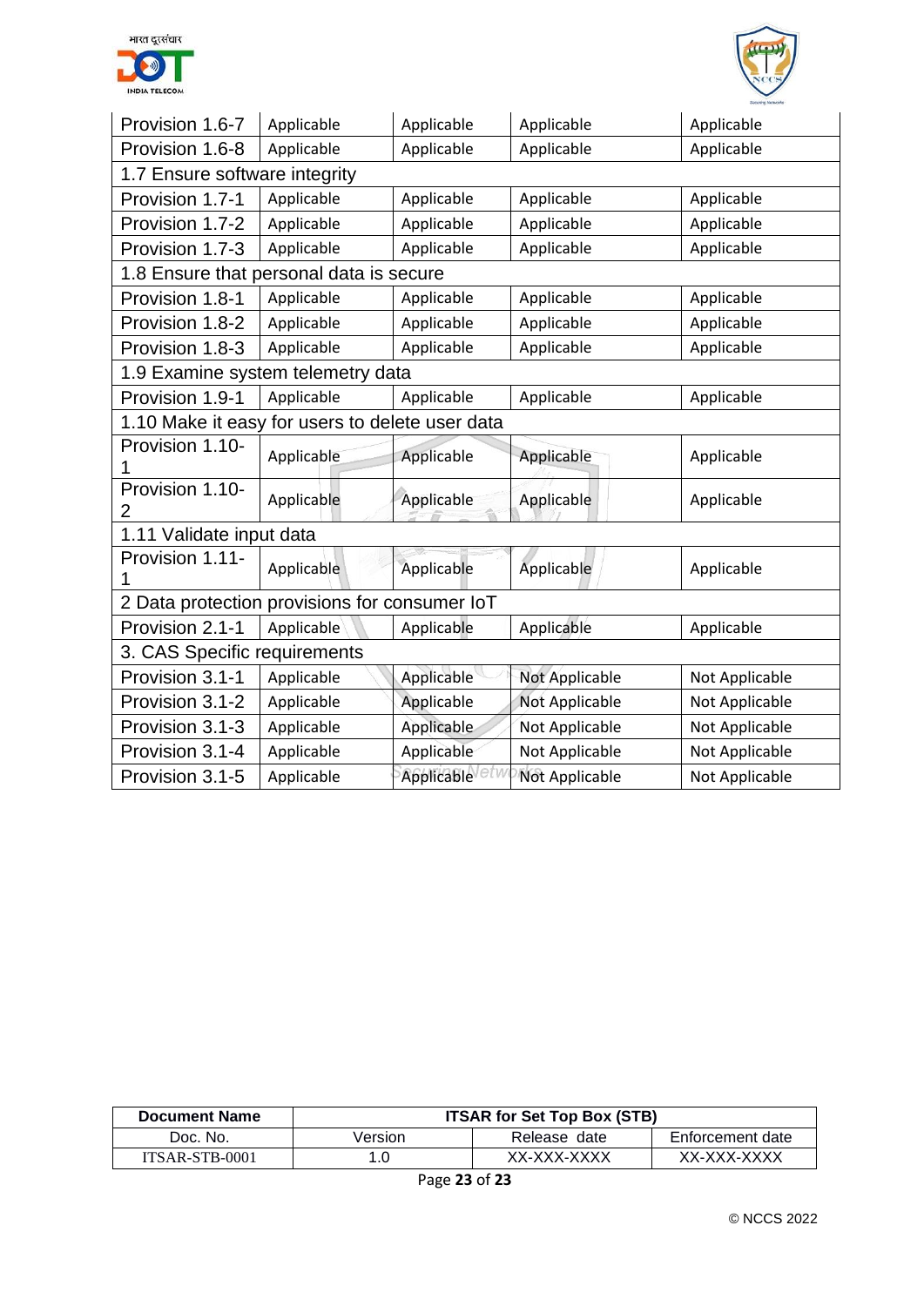| | | | | |
|---|---|---|---|---|
| Provision 1.6-7 | Applicable | Applicable | Applicable | Applicable |
| Provision 1.6-8 | Applicable | Applicable | Applicable | Applicable |
| 1.7 Ensure software integrity | | | | |
| Provision 1.7-1 | Applicable | Applicable | Applicable | Applicable |
| Provision 1.7-2 | Applicable | Applicable | Applicable | Applicable |
| Provision 1.7-3 | Applicable | Applicable | Applicable | Applicable |
| 1.8 Ensure that personal data is secure | | | | |
| Provision 1.8-1 | Applicable | Applicable | Applicable | Applicable |
| Provision 1.8-2 | Applicable | Applicable | Applicable | Applicable |
| Provision 1.8-3 | Applicable | Applicable | Applicable | Applicable |
| 1.9 Examine system telemetry data | | | | |
| Provision 1.9-1 | Applicable | Applicable | Applicable | Applicable |
| 1.10 Make it easy for users to delete user data | | | | |
| Provision 1.10-1 | Applicable | Applicable | Applicable | Applicable |
| Provision 1.10-2 | Applicable | Applicable | Applicable | Applicable |
| 1.11 Validate input data | | | | |
| Provision 1.11-1 | Applicable | Applicable | Applicable | Applicable |
| 2 Data protection provisions for consumer IoT | | | | |
| Provision 2.1-1 | Applicable | Applicable | Applicable | Applicable |
| 3. CAS Specific requirements | | | | |
| Provision 3.1-1 | Applicable | Applicable | Not Applicable | Not Applicable |
| Provision 3.1-2 | Applicable | Applicable | Not Applicable | Not Applicable |
| Provision 3.1-3 | Applicable | Applicable | Not Applicable | Not Applicable |
| Provision 3.1-4 | Applicable | Applicable | Not Applicable | Not Applicable |
| Provision 3.1-5 | Applicable | Applicable | Not Applicable | Not Applicable |